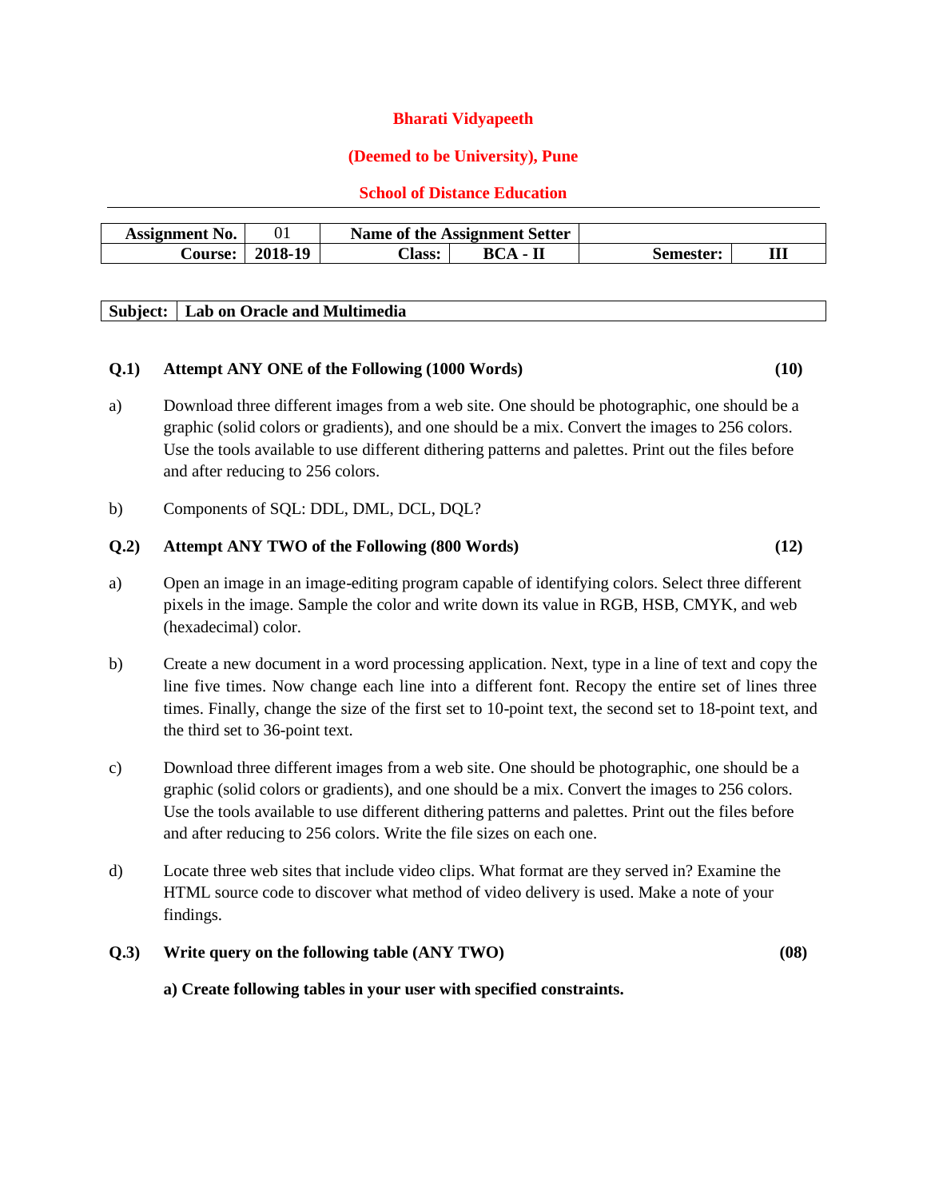**Bharati Vidyapeeth**

**(Deemed to be University), Pune**

**School of Distance Education**

---

| **Assignment No.** | 01 | **Name of the Assignment Setter** | | | |
|---|---|---|---|---|---|
| **Course:** | **2018-19** | **Class:** | **BCA - II** | **Semester:** | **III** |

| **Subject:** | **Lab on Oracle and Multimedia** |
|---|---|

**Q.1) Attempt ANY ONE of the Following (1000 Words)** **(10)**

a) Download three different images from a web site. One should be photographic, one should be a graphic (solid colors or gradients), and one should be a mix. Convert the images to 256 colors. Use the tools available to use different dithering patterns and palettes. Print out the files before and after reducing to 256 colors.

b) Components of SQL: DDL, DML, DCL, DQL?

**Q.2) Attempt ANY TWO of the Following (800 Words)** **(12)**

a) Open an image in an image-editing program capable of identifying colors. Select three different pixels in the image. Sample the color and write down its value in RGB, HSB, CMYK, and web (hexadecimal) color.

b) Create a new document in a word processing application. Next, type in a line of text and copy the line five times. Now change each line into a different font. Recopy the entire set of lines three times. Finally, change the size of the first set to 10-point text, the second set to 18-point text, and the third set to 36-point text.

c) Download three different images from a web site. One should be photographic, one should be a graphic (solid colors or gradients), and one should be a mix. Convert the images to 256 colors. Use the tools available to use different dithering patterns and palettes. Print out the files before and after reducing to 256 colors. Write the file sizes on each one.

d) Locate three web sites that include video clips. What format are they served in? Examine the HTML source code to discover what method of video delivery is used. Make a note of your findings.

**Q.3) Write query on the following table (ANY TWO)** **(08)**

**a) Create following tables in your user with specified constraints.**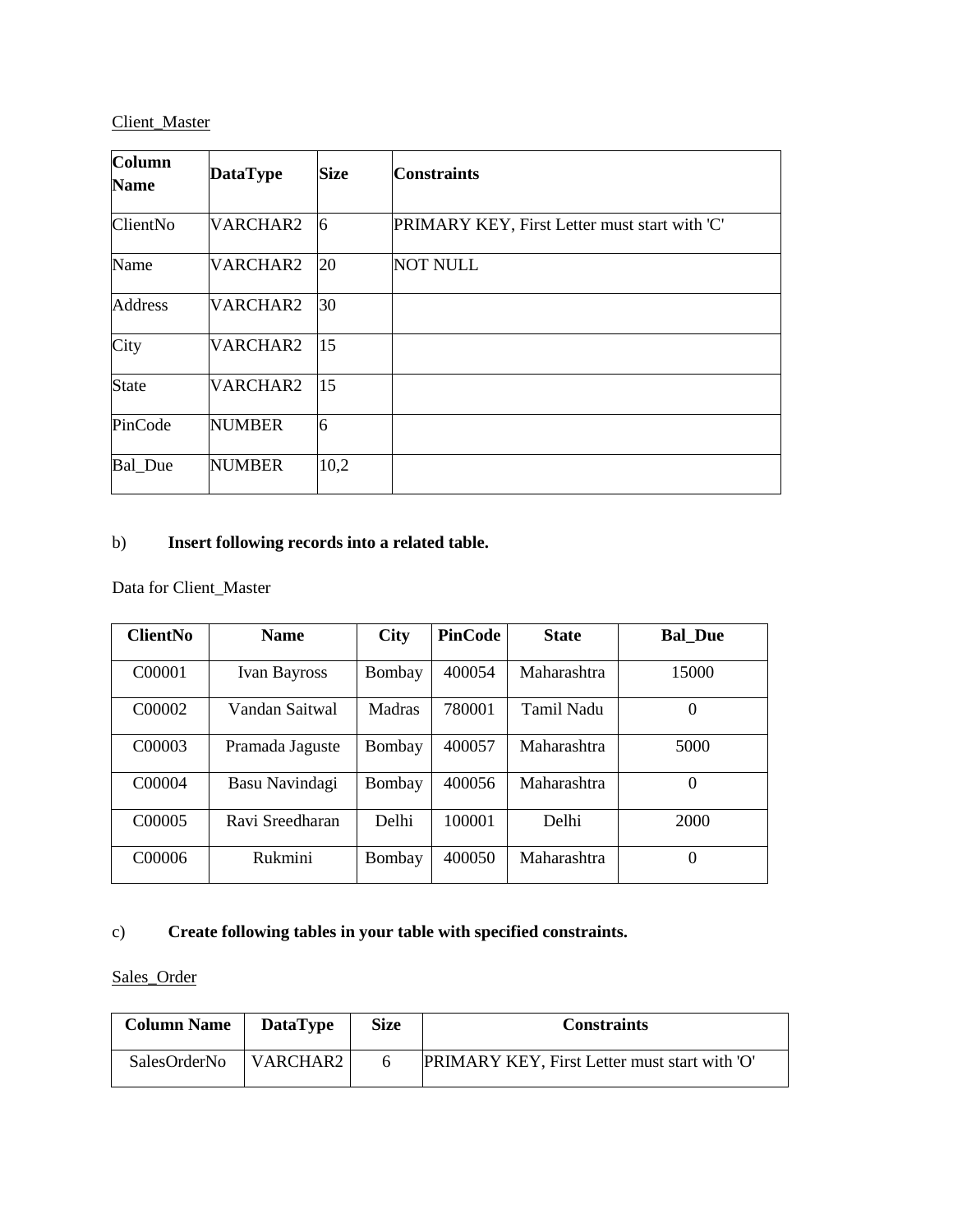Client_Master

| Column Name | DataType | Size | Constraints |
| --- | --- | --- | --- |
| ClientNo | VARCHAR2 | 6 | PRIMARY KEY, First Letter must start with 'C' |
| Name | VARCHAR2 | 20 | NOT NULL |
| Address | VARCHAR2 | 30 | |
| City | VARCHAR2 | 15 | |
| State | VARCHAR2 | 15 | |
| PinCode | NUMBER | 6 | |
| Bal_Due | NUMBER | 10,2 | |

b) **Insert following records into a related table.**

Data for Client_Master

| ClientNo | Name | City | PinCode | State | Bal_Due |
| --- | --- | --- | --- | --- | --- |
| C00001 | Ivan Bayross | Bombay | 400054 | Maharashtra | 15000 |
| C00002 | Vandan Saitwal | Madras | 780001 | Tamil Nadu | 0 |
| C00003 | Pramada Jaguste | Bombay | 400057 | Maharashtra | 5000 |
| C00004 | Basu Navindagi | Bombay | 400056 | Maharashtra | 0 |
| C00005 | Ravi Sreedharan | Delhi | 100001 | Delhi | 2000 |
| C00006 | Rukmini | Bombay | 400050 | Maharashtra | 0 |

c) **Create following tables in your table with specified constraints.**

Sales_Order

| Column Name | DataType | Size | Constraints |
| --- | --- | --- | --- |
| SalesOrderNo | VARCHAR2 | 6 | PRIMARY KEY, First Letter must start with 'O' |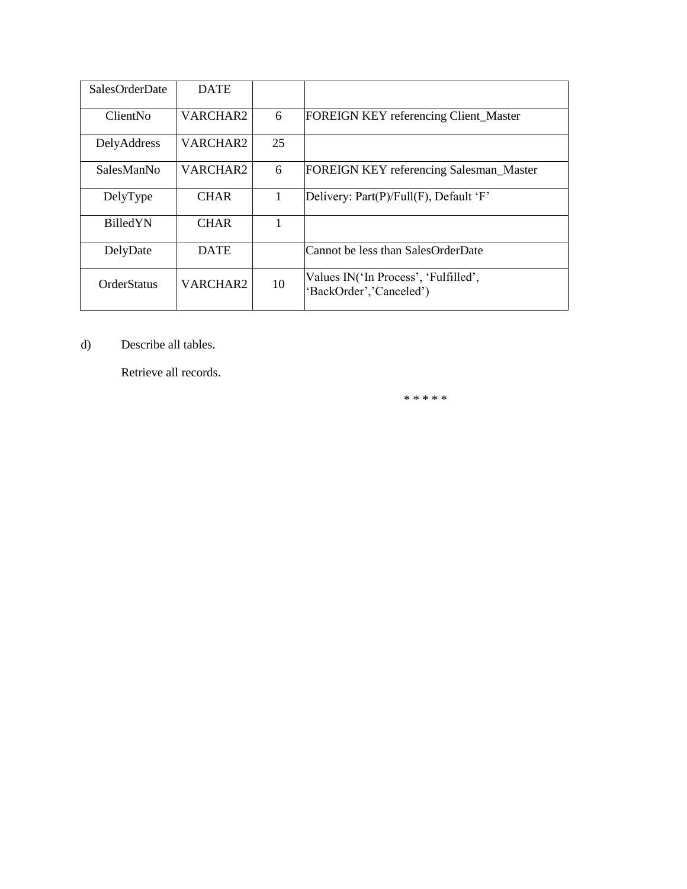| | | | |
|---|---|---|---|
| SalesOrderDate | DATE | | |
| ClientNo | VARCHAR2 | 6 | FOREIGN KEY referencing Client_Master |
| DelyAddress | VARCHAR2 | 25 | |
| SalesManNo | VARCHAR2 | 6 | FOREIGN KEY referencing Salesman_Master |
| DelyType | CHAR | 1 | Delivery: Part(P)/Full(F), Default ‘F’ |
| BilledYN | CHAR | 1 | |
| DelyDate | DATE | | Cannot be less than SalesOrderDate |
| OrderStatus | VARCHAR2 | 10 | Values IN(‘In Process’, ‘Fulfilled’, ‘BackOrder’,’Canceled’) |

d) Describe all tables.

Retrieve all records.

* * * * *